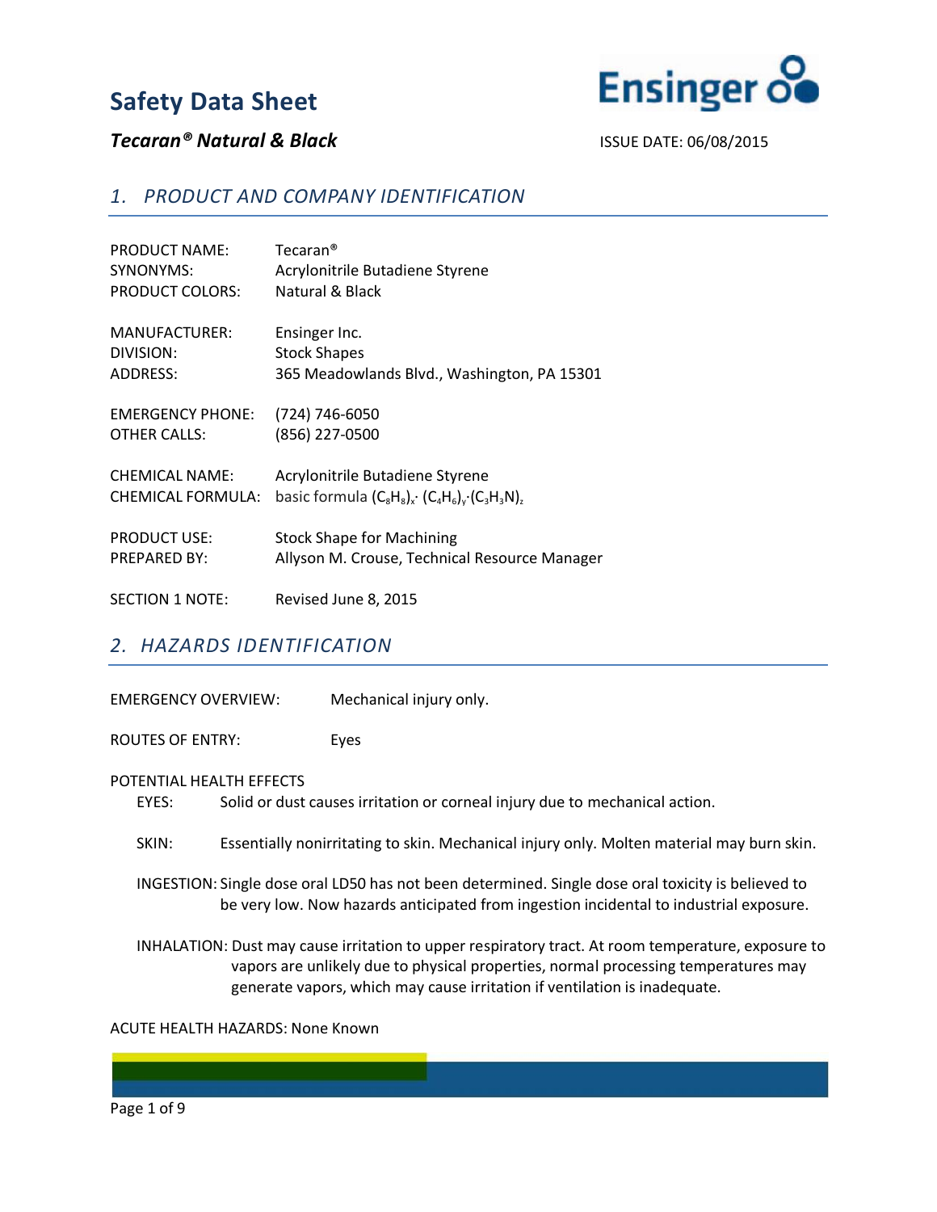# Safety Data Sheet

***Tecaran® Natural & Black***

ISSUE DATE: 06/08/2015

## *1. PRODUCT AND COMPANY IDENTIFICATION*

PRODUCT NAME: Tecaran®
SYNONYMS: Acrylonitrile Butadiene Styrene
PRODUCT COLORS: Natural & Black

MANUFACTURER: Ensinger Inc.
DIVISION: Stock Shapes
ADDRESS: 365 Meadowlands Blvd., Washington, PA 15301

EMERGENCY PHONE: (724) 746-6050
OTHER CALLS: (856) 227-0500

CHEMICAL NAME: Acrylonitrile Butadiene Styrene
CHEMICAL FORMULA: basic formula $(C_8H_8)_x \cdot (C_4H_6)_y \cdot (C_3H_3N)_z$

PRODUCT USE: Stock Shape for Machining
PREPARED BY: Allyson M. Crouse, Technical Resource Manager

SECTION 1 NOTE: Revised June 8, 2015

## *2. HAZARDS IDENTIFICATION*

EMERGENCY OVERVIEW: Mechanical injury only.

ROUTES OF ENTRY: Eyes

POTENTIAL HEALTH EFFECTS

EYES: Solid or dust causes irritation or corneal injury due to mechanical action.

SKIN: Essentially nonirritating to skin. Mechanical injury only. Molten material may burn skin.

INGESTION: Single dose oral LD50 has not been determined. Single dose oral toxicity is believed to be very low. Now hazards anticipated from ingestion incidental to industrial exposure.

INHALATION: Dust may cause irritation to upper respiratory tract. At room temperature, exposure to vapors are unlikely due to physical properties, normal processing temperatures may generate vapors, which may cause irritation if ventilation is inadequate.

ACUTE HEALTH HAZARDS: None Known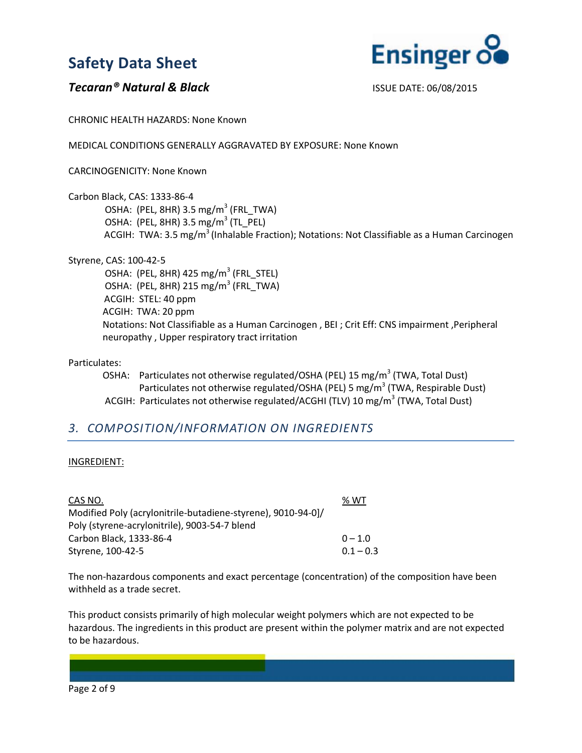CHRONIC HEALTH HAZARDS: None Known

MEDICAL CONDITIONS GENERALLY AGGRAVATED BY EXPOSURE: None Known

CARCINOGENICITY: None Known

Carbon Black, CAS: 1333-86-4

OSHA: (PEL, 8HR) 3.5 mg/m$^3$ (FRL_TWA)
OSHA: (PEL, 8HR) 3.5 mg/m$^3$ (TL_PEL)
ACGIH: TWA: 3.5 mg/m$^3$ (Inhalable Fraction); Notations: Not Classifiable as a Human Carcinogen

Styrene, CAS: 100-42-5

OSHA: (PEL, 8HR) 425 mg/m$^3$ (FRL_STEL)
OSHA: (PEL, 8HR) 215 mg/m$^3$ (FRL_TWA)
ACGIH: STEL: 40 ppm
ACGIH: TWA: 20 ppm
Notations: Not Classifiable as a Human Carcinogen , BEI ; Crit Eff: CNS impairment ,Peripheral neuropathy , Upper respiratory tract irritation

Particulates:

OSHA: Particulates not otherwise regulated/OSHA (PEL) 15 mg/m$^3$ (TWA, Total Dust)
Particulates not otherwise regulated/OSHA (PEL) 5 mg/m$^3$ (TWA, Respirable Dust)
ACGIH: Particulates not otherwise regulated/ACGHI (TLV) 10 mg/m$^3$ (TWA, Total Dust)

## 3. COMPOSITION/INFORMATION ON INGREDIENTS

INGREDIENT:

| CAS NO. | % WT |
|---|---|
| Modified Poly (acrylonitrile-butadiene-styrene), 9010-94-0]/ Poly (styrene-acrylonitrile), 9003-54-7 blend | |
| Carbon Black, 1333-86-4 | 0 – 1.0 |
| Styrene, 100-42-5 | 0.1 – 0.3 |

The non-hazardous components and exact percentage (concentration) of the composition have been withheld as a trade secret.

This product consists primarily of high molecular weight polymers which are not expected to be hazardous. The ingredients in this product are present within the polymer matrix and are not expected to be hazardous.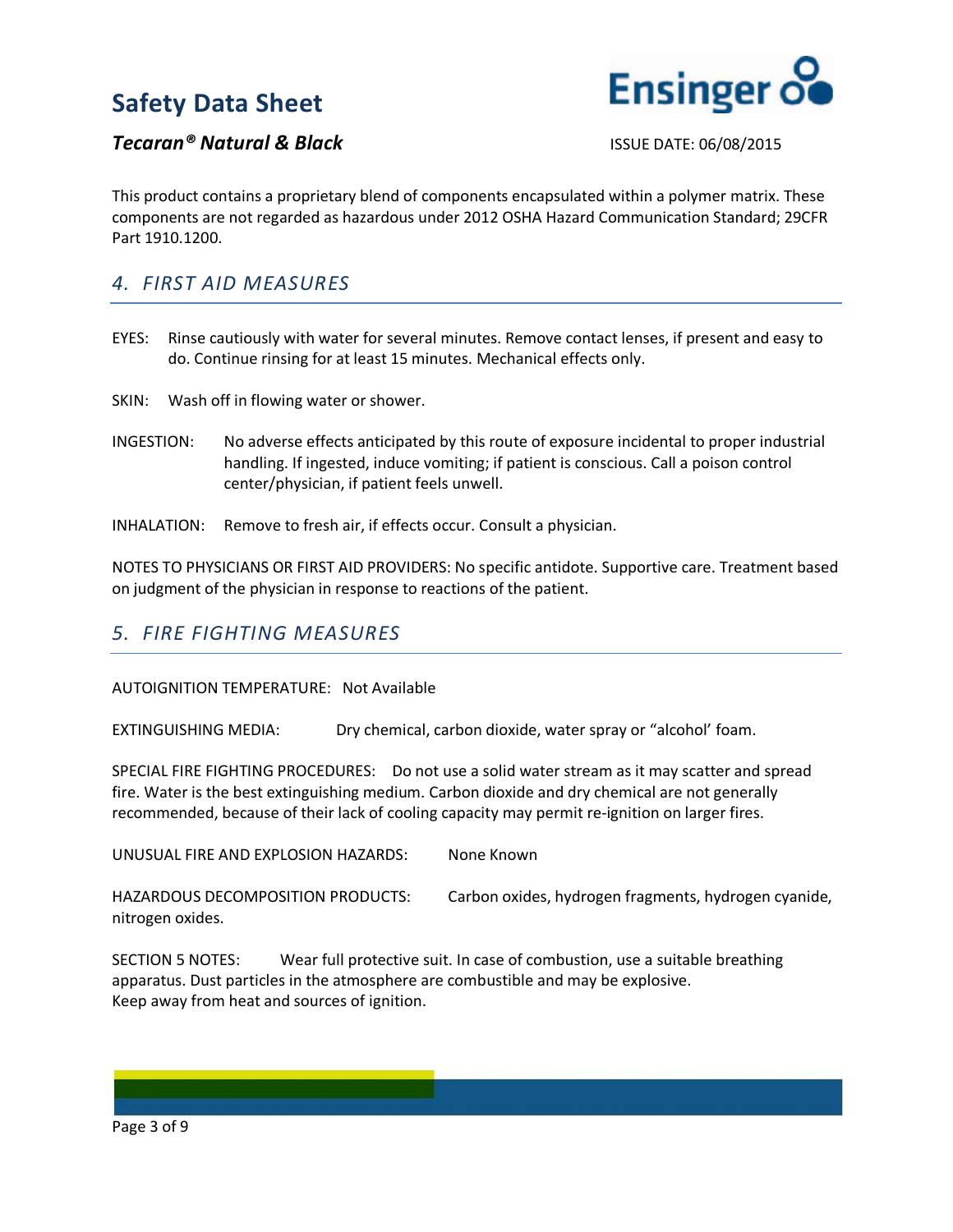This product contains a proprietary blend of components encapsulated within a polymer matrix. These components are not regarded as hazardous under 2012 OSHA Hazard Communication Standard; 29CFR Part 1910.1200.

## *4. FIRST AID MEASURES*

EYES: Rinse cautiously with water for several minutes. Remove contact lenses, if present and easy to do. Continue rinsing for at least 15 minutes. Mechanical effects only.

SKIN: Wash off in flowing water or shower.

INGESTION: No adverse effects anticipated by this route of exposure incidental to proper industrial handling. If ingested, induce vomiting; if patient is conscious. Call a poison control center/physician, if patient feels unwell.

INHALATION: Remove to fresh air, if effects occur. Consult a physician.

NOTES TO PHYSICIANS OR FIRST AID PROVIDERS: No specific antidote. Supportive care. Treatment based on judgment of the physician in response to reactions of the patient.

## *5. FIRE FIGHTING MEASURES*

AUTOIGNITION TEMPERATURE: Not Available

EXTINGUISHING MEDIA: Dry chemical, carbon dioxide, water spray or "alcohol' foam.

SPECIAL FIRE FIGHTING PROCEDURES: Do not use a solid water stream as it may scatter and spread fire. Water is the best extinguishing medium. Carbon dioxide and dry chemical are not generally recommended, because of their lack of cooling capacity may permit re-ignition on larger fires.

UNUSUAL FIRE AND EXPLOSION HAZARDS: None Known

HAZARDOUS DECOMPOSITION PRODUCTS: Carbon oxides, hydrogen fragments, hydrogen cyanide, nitrogen oxides.

SECTION 5 NOTES: Wear full protective suit. In case of combustion, use a suitable breathing apparatus. Dust particles in the atmosphere are combustible and may be explosive.
Keep away from heat and sources of ignition.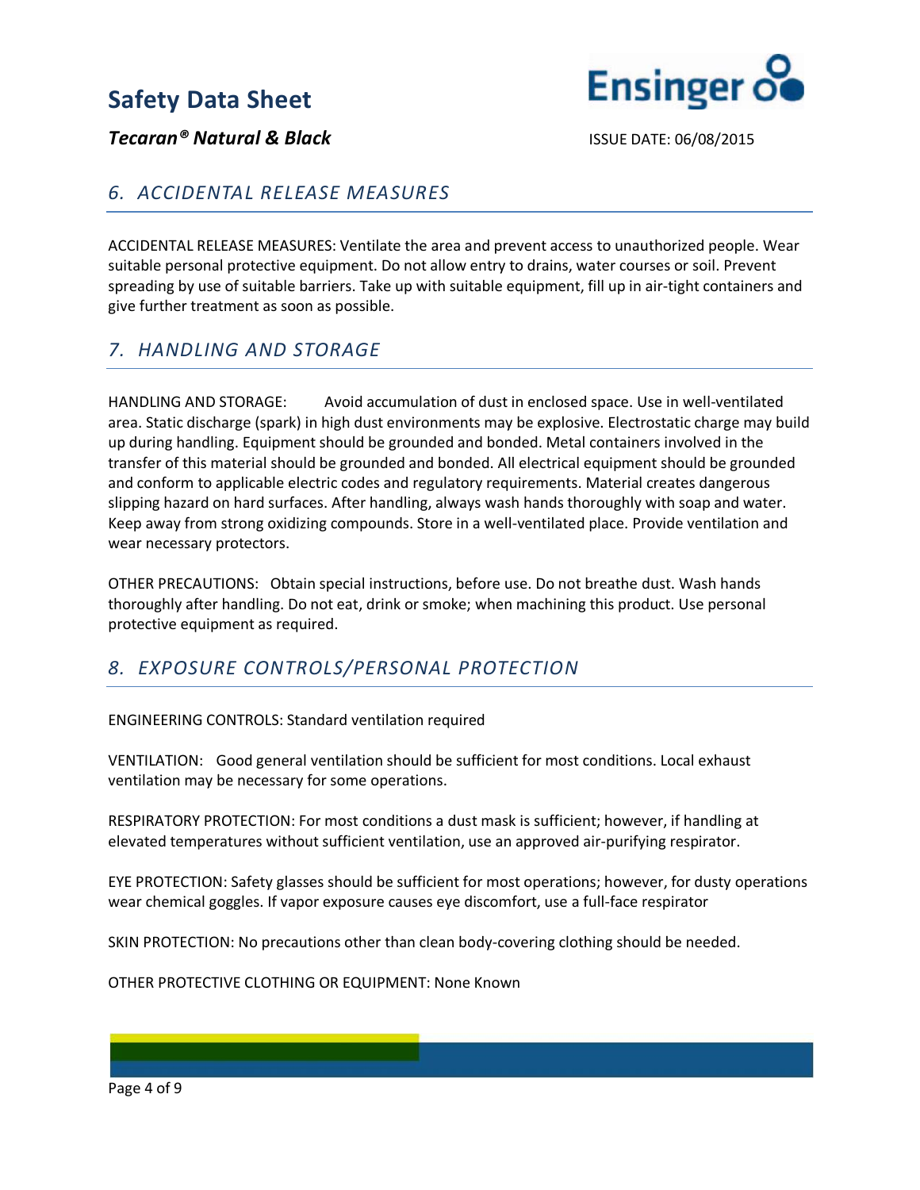## 6. ACCIDENTAL RELEASE MEASURES

ACCIDENTAL RELEASE MEASURES: Ventilate the area and prevent access to unauthorized people. Wear suitable personal protective equipment. Do not allow entry to drains, water courses or soil. Prevent spreading by use of suitable barriers. Take up with suitable equipment, fill up in air-tight containers and give further treatment as soon as possible.

## 7. HANDLING AND STORAGE

HANDLING AND STORAGE: Avoid accumulation of dust in enclosed space. Use in well-ventilated area. Static discharge (spark) in high dust environments may be explosive. Electrostatic charge may build up during handling. Equipment should be grounded and bonded. Metal containers involved in the transfer of this material should be grounded and bonded. All electrical equipment should be grounded and conform to applicable electric codes and regulatory requirements. Material creates dangerous slipping hazard on hard surfaces. After handling, always wash hands thoroughly with soap and water. Keep away from strong oxidizing compounds. Store in a well-ventilated place. Provide ventilation and wear necessary protectors.

OTHER PRECAUTIONS: Obtain special instructions, before use. Do not breathe dust. Wash hands thoroughly after handling. Do not eat, drink or smoke; when machining this product. Use personal protective equipment as required.

## 8. EXPOSURE CONTROLS/PERSONAL PROTECTION

ENGINEERING CONTROLS: Standard ventilation required

VENTILATION: Good general ventilation should be sufficient for most conditions. Local exhaust ventilation may be necessary for some operations.

RESPIRATORY PROTECTION: For most conditions a dust mask is sufficient; however, if handling at elevated temperatures without sufficient ventilation, use an approved air-purifying respirator.

EYE PROTECTION: Safety glasses should be sufficient for most operations; however, for dusty operations wear chemical goggles. If vapor exposure causes eye discomfort, use a full-face respirator

SKIN PROTECTION: No precautions other than clean body-covering clothing should be needed.

OTHER PROTECTIVE CLOTHING OR EQUIPMENT: None Known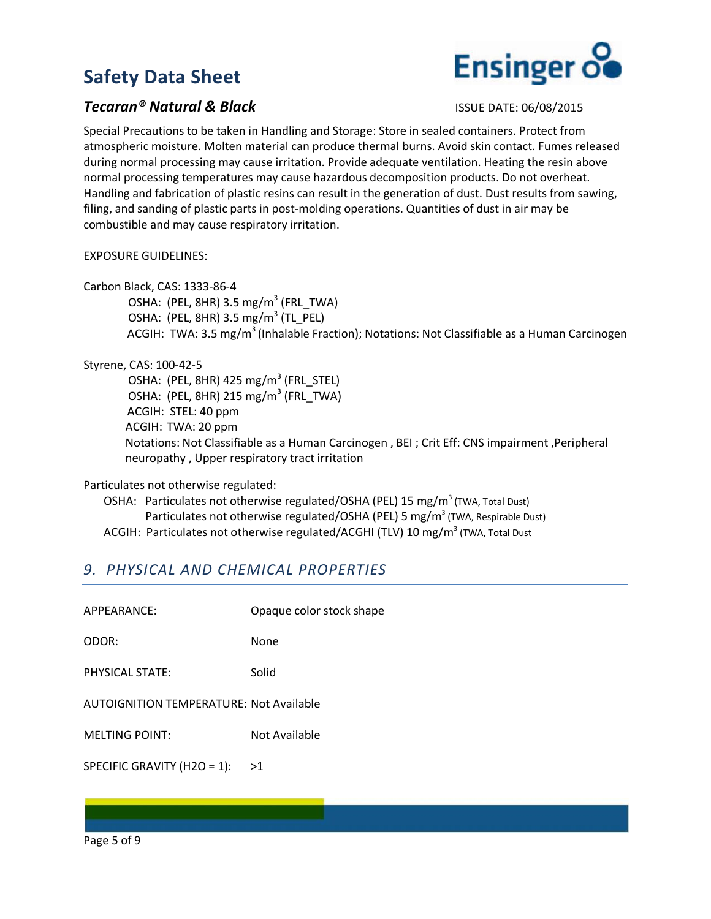Special Precautions to be taken in Handling and Storage: Store in sealed containers. Protect from atmospheric moisture. Molten material can produce thermal burns. Avoid skin contact. Fumes released during normal processing may cause irritation. Provide adequate ventilation. Heating the resin above normal processing temperatures may cause hazardous decomposition products. Do not overheat. Handling and fabrication of plastic resins can result in the generation of dust. Dust results from sawing, filing, and sanding of plastic parts in post-molding operations. Quantities of dust in air may be combustible and may cause respiratory irritation.

EXPOSURE GUIDELINES:

Carbon Black, CAS: 1333-86-4
- OSHA: (PEL, 8HR) 3.5 mg/m$^3$ (FRL_TWA)
- OSHA: (PEL, 8HR) 3.5 mg/m$^3$ (TL_PEL)
- ACGIH: TWA: 3.5 mg/m$^3$ (Inhalable Fraction); Notations: Not Classifiable as a Human Carcinogen

Styrene, CAS: 100-42-5
- OSHA: (PEL, 8HR) 425 mg/m$^3$ (FRL_STEL)
- OSHA: (PEL, 8HR) 215 mg/m$^3$ (FRL_TWA)
- ACGIH: STEL: 40 ppm
- ACGIH: TWA: 20 ppm
- Notations: Not Classifiable as a Human Carcinogen , BEI ; Crit Eff: CNS impairment ,Peripheral neuropathy , Upper respiratory tract irritation

Particulates not otherwise regulated:
- OSHA: Particulates not otherwise regulated/OSHA (PEL) 15 mg/m$^3$ (TWA, Total Dust)
  Particulates not otherwise regulated/OSHA (PEL) 5 mg/m$^3$ (TWA, Respirable Dust)
- ACGIH: Particulates not otherwise regulated/ACGHI (TLV) 10 mg/m$^3$ (TWA, Total Dust

## 9. PHYSICAL AND CHEMICAL PROPERTIES

APPEARANCE: Opaque color stock shape

ODOR: None

PHYSICAL STATE: Solid

AUTOIGNITION TEMPERATURE: Not Available

MELTING POINT: Not Available

SPECIFIC GRAVITY ($H_2O$ = 1): >1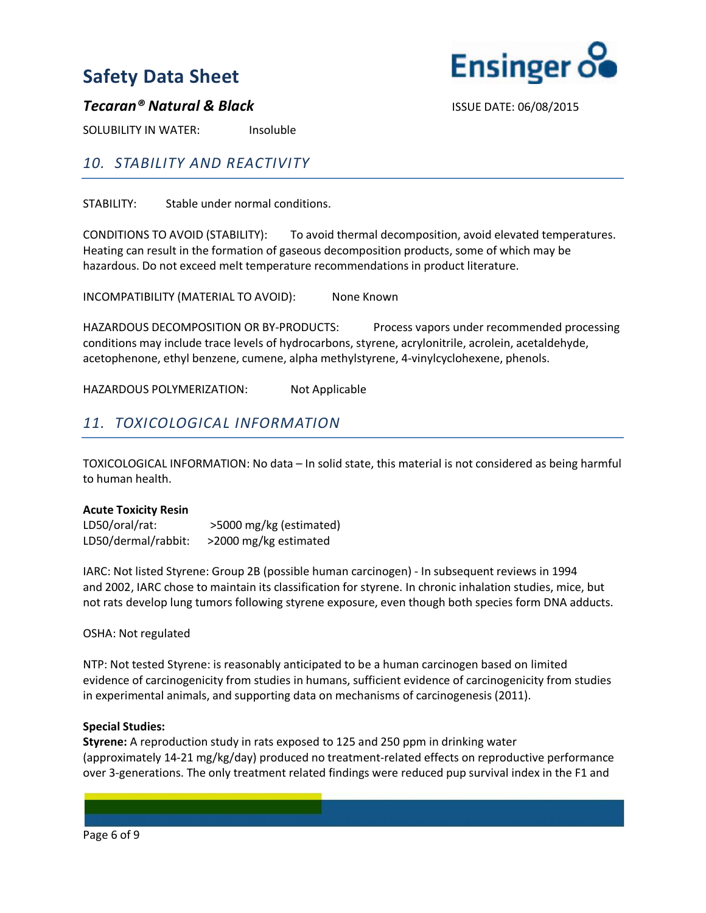SOLUBILITY IN WATER: Insoluble

## 10. STABILITY AND REACTIVITY

STABILITY: Stable under normal conditions.

CONDITIONS TO AVOID (STABILITY): To avoid thermal decomposition, avoid elevated temperatures. Heating can result in the formation of gaseous decomposition products, some of which may be hazardous. Do not exceed melt temperature recommendations in product literature.

INCOMPATIBILITY (MATERIAL TO AVOID): None Known

HAZARDOUS DECOMPOSITION OR BY-PRODUCTS: Process vapors under recommended processing conditions may include trace levels of hydrocarbons, styrene, acrylonitrile, acrolein, acetaldehyde, acetophenone, ethyl benzene, cumene, alpha methylstyrene, 4-vinylcyclohexene, phenols.

HAZARDOUS POLYMERIZATION: Not Applicable

## 11. TOXICOLOGICAL INFORMATION

TOXICOLOGICAL INFORMATION: No data – In solid state, this material is not considered as being harmful to human health.

**Acute Toxicity Resin**
LD50/oral/rat: >5000 mg/kg (estimated)
LD50/dermal/rabbit: >2000 mg/kg estimated

IARC: Not listed Styrene: Group 2B (possible human carcinogen) - In subsequent reviews in 1994 and 2002, IARC chose to maintain its classification for styrene. In chronic inhalation studies, mice, but not rats develop lung tumors following styrene exposure, even though both species form DNA adducts.

OSHA: Not regulated

NTP: Not tested Styrene: is reasonably anticipated to be a human carcinogen based on limited evidence of carcinogenicity from studies in humans, sufficient evidence of carcinogenicity from studies in experimental animals, and supporting data on mechanisms of carcinogenesis (2011).

**Special Studies:**
**Styrene:** A reproduction study in rats exposed to 125 and 250 ppm in drinking water (approximately 14-21 mg/kg/day) produced no treatment-related effects on reproductive performance over 3-generations. The only treatment related findings were reduced pup survival index in the F1 and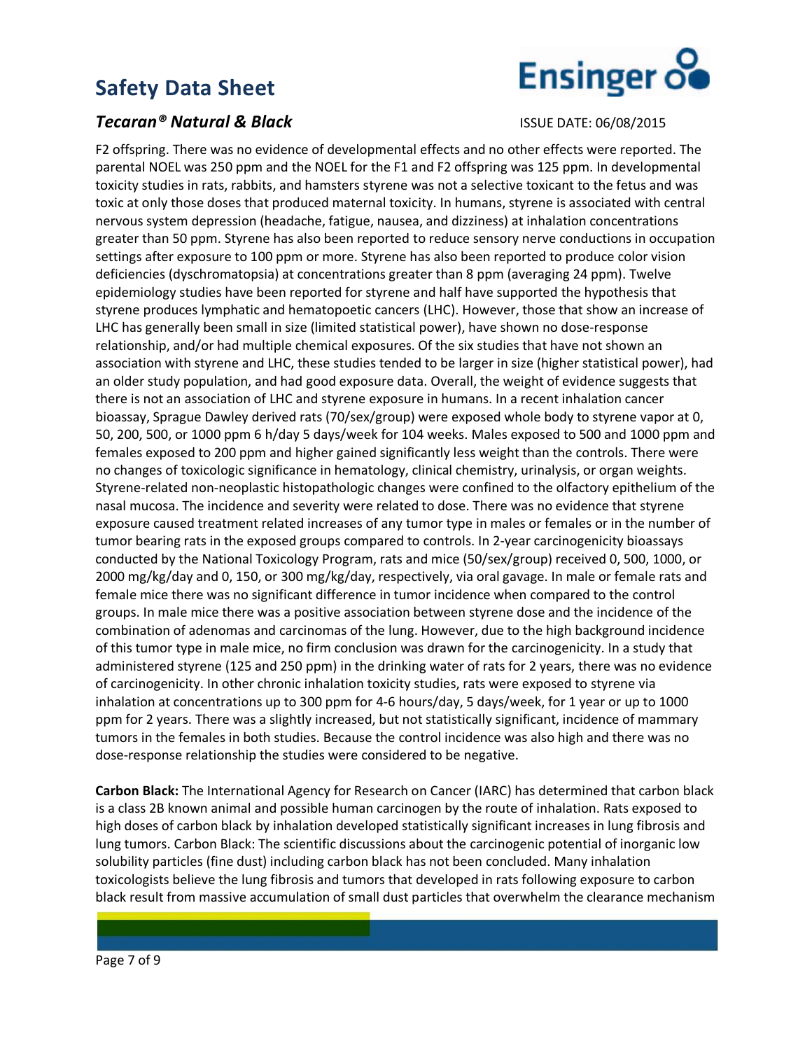F2 offspring. There was no evidence of developmental effects and no other effects were reported. The parental NOEL was 250 ppm and the NOEL for the F1 and F2 offspring was 125 ppm. In developmental toxicity studies in rats, rabbits, and hamsters styrene was not a selective toxicant to the fetus and was toxic at only those doses that produced maternal toxicity. In humans, styrene is associated with central nervous system depression (headache, fatigue, nausea, and dizziness) at inhalation concentrations greater than 50 ppm. Styrene has also been reported to reduce sensory nerve conductions in occupation settings after exposure to 100 ppm or more. Styrene has also been reported to produce color vision deficiencies (dyschromatopsia) at concentrations greater than 8 ppm (averaging 24 ppm). Twelve epidemiology studies have been reported for styrene and half have supported the hypothesis that styrene produces lymphatic and hematopoetic cancers (LHC). However, those that show an increase of LHC has generally been small in size (limited statistical power), have shown no dose-response relationship, and/or had multiple chemical exposures. Of the six studies that have not shown an association with styrene and LHC, these studies tended to be larger in size (higher statistical power), had an older study population, and had good exposure data. Overall, the weight of evidence suggests that there is not an association of LHC and styrene exposure in humans. In a recent inhalation cancer bioassay, Sprague Dawley derived rats (70/sex/group) were exposed whole body to styrene vapor at 0, 50, 200, 500, or 1000 ppm 6 h/day 5 days/week for 104 weeks. Males exposed to 500 and 1000 ppm and females exposed to 200 ppm and higher gained significantly less weight than the controls. There were no changes of toxicologic significance in hematology, clinical chemistry, urinalysis, or organ weights. Styrene-related non-neoplastic histopathologic changes were confined to the olfactory epithelium of the nasal mucosa. The incidence and severity were related to dose. There was no evidence that styrene exposure caused treatment related increases of any tumor type in males or females or in the number of tumor bearing rats in the exposed groups compared to controls. In 2-year carcinogenicity bioassays conducted by the National Toxicology Program, rats and mice (50/sex/group) received 0, 500, 1000, or 2000 mg/kg/day and 0, 150, or 300 mg/kg/day, respectively, via oral gavage. In male or female rats and female mice there was no significant difference in tumor incidence when compared to the control groups. In male mice there was a positive association between styrene dose and the incidence of the combination of adenomas and carcinomas of the lung. However, due to the high background incidence of this tumor type in male mice, no firm conclusion was drawn for the carcinogenicity. In a study that administered styrene (125 and 250 ppm) in the drinking water of rats for 2 years, there was no evidence of carcinogenicity. In other chronic inhalation toxicity studies, rats were exposed to styrene via inhalation at concentrations up to 300 ppm for 4-6 hours/day, 5 days/week, for 1 year or up to 1000 ppm for 2 years. There was a slightly increased, but not statistically significant, incidence of mammary tumors in the females in both studies. Because the control incidence was also high and there was no dose-response relationship the studies were considered to be negative.

**Carbon Black:** The International Agency for Research on Cancer (IARC) has determined that carbon black is a class 2B known animal and possible human carcinogen by the route of inhalation. Rats exposed to high doses of carbon black by inhalation developed statistically significant increases in lung fibrosis and lung tumors. Carbon Black: The scientific discussions about the carcinogenic potential of inorganic low solubility particles (fine dust) including carbon black has not been concluded. Many inhalation toxicologists believe the lung fibrosis and tumors that developed in rats following exposure to carbon black result from massive accumulation of small dust particles that overwhelm the clearance mechanism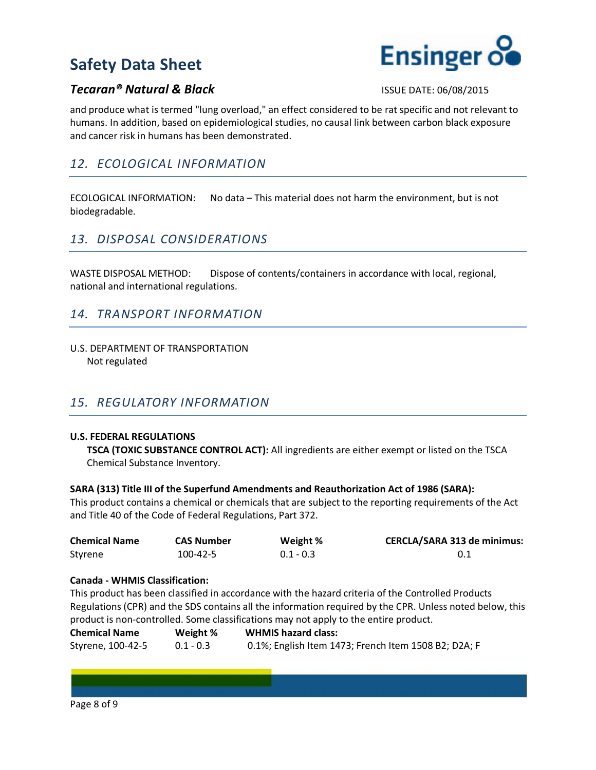and produce what is termed "lung overload," an effect considered to be rat specific and not relevant to humans. In addition, based on epidemiological studies, no causal link between carbon black exposure and cancer risk in humans has been demonstrated.

## *12. ECOLOGICAL INFORMATION*

ECOLOGICAL INFORMATION: No data – This material does not harm the environment, but is not biodegradable.

## *13. DISPOSAL CONSIDERATIONS*

WASTE DISPOSAL METHOD: Dispose of contents/containers in accordance with local, regional, national and international regulations.

## *14. TRANSPORT INFORMATION*

U.S. DEPARTMENT OF TRANSPORTATION

Not regulated

## *15. REGULATORY INFORMATION*

**U.S. FEDERAL REGULATIONS**

**TSCA (TOXIC SUBSTANCE CONTROL ACT):** All ingredients are either exempt or listed on the TSCA Chemical Substance Inventory.

**SARA (313) Title III of the Superfund Amendments and Reauthorization Act of 1986 (SARA):**
This product contains a chemical or chemicals that are subject to the reporting requirements of the Act and Title 40 of the Code of Federal Regulations, Part 372.

| Chemical Name | CAS Number | Weight % | CERCLA/SARA 313 de minimus: |
|---|---|---|---|
| Styrene | 100-42-5 | 0.1 - 0.3 | 0.1 |

**Canada - WHMIS Classification:**
This product has been classified in accordance with the hazard criteria of the Controlled Products Regulations (CPR) and the SDS contains all the information required by the CPR. Unless noted below, this product is non-controlled. Some classifications may not apply to the entire product.

| Chemical Name | Weight % | WHMIS hazard class: |
|---|---|---|
| Styrene, 100-42-5 | 0.1 - 0.3 | 0.1%; English Item 1473; French Item 1508 B2; D2A; F |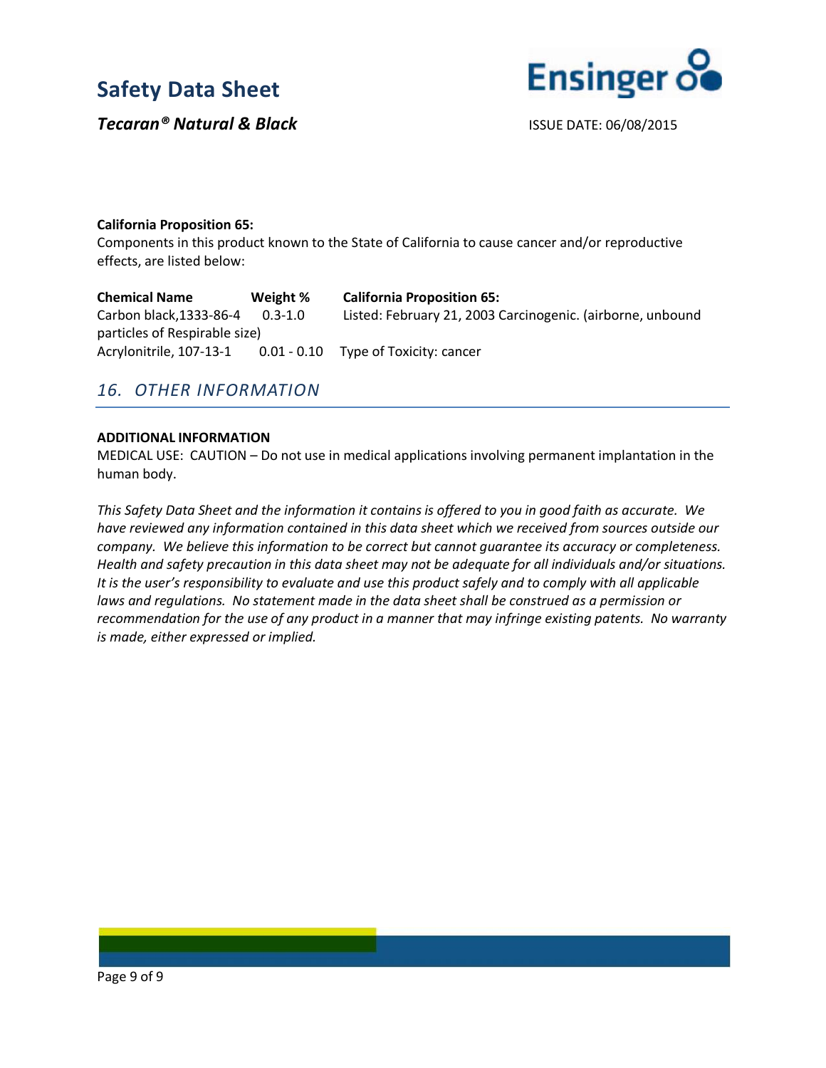**California Proposition 65:**

Components in this product known to the State of California to cause cancer and/or reproductive effects, are listed below:

| Chemical Name | Weight % | California Proposition 65: |
| --- | --- | --- |
| Carbon black,1333-86-4 particles of Respirable size) | 0.3-1.0 | Listed: February 21, 2003 Carcinogenic. (airborne, unbound |
| Acrylonitrile, 107-13-1 | 0.01 - 0.10 | Type of Toxicity: cancer |

## *16. OTHER INFORMATION*

**ADDITIONAL INFORMATION**

MEDICAL USE: CAUTION – Do not use in medical applications involving permanent implantation in the human body.

*This Safety Data Sheet and the information it contains is offered to you in good faith as accurate. We have reviewed any information contained in this data sheet which we received from sources outside our company. We believe this information to be correct but cannot guarantee its accuracy or completeness. Health and safety precaution in this data sheet may not be adequate for all individuals and/or situations. It is the user's responsibility to evaluate and use this product safely and to comply with all applicable laws and regulations. No statement made in the data sheet shall be construed as a permission or recommendation for the use of any product in a manner that may infringe existing patents. No warranty is made, either expressed or implied.*